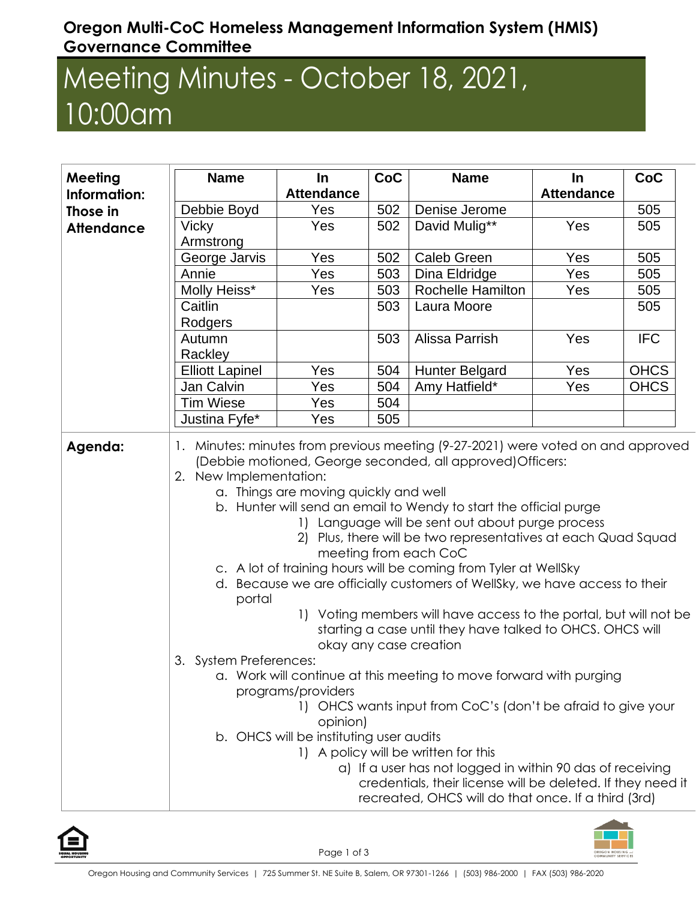**Oregon Multi-CoC Homeless Management Information System (HMIS) Governance Committee**

# Meeting Minutes - October 18, 2021, 10:00am

**Meeting Information: Those in Attendance**

| Name | In Attendance | CoC | Name | In Attendance | CoC |
|---|---|---|---|---|---|
| Debbie Boyd | Yes | 502 | Denise Jerome | | 505 |
| Vicky Armstrong | Yes | 502 | David Mulig** | Yes | 505 |
| George Jarvis | Yes | 502 | Caleb Green | Yes | 505 |
| Annie | Yes | 503 | Dina Eldridge | Yes | 505 |
| Molly Heiss* | Yes | 503 | Rochelle Hamilton | Yes | 505 |
| Caitlin Rodgers | | 503 | Laura Moore | | 505 |
| Autumn Rackley | | 503 | Alissa Parrish | Yes | IFC |
| Elliott Lapinel | Yes | 504 | Hunter Belgard | Yes | OHCS |
| Jan Calvin | Yes | 504 | Amy Hatfield* | Yes | OHCS |
| Tim Wiese | Yes | 504 | | | |
| Justina Fyfe* | Yes | 505 | | | |

**Agenda:**

1. Minutes: minutes from previous meeting (9-27-2021) were voted on and approved (Debbie motioned, George seconded, all approved)Officers:
2. New Implementation:
   a. Things are moving quickly and well
   b. Hunter will send an email to Wendy to start the official purge
      1) Language will be sent out about purge process
      2) Plus, there will be two representatives at each Quad Squad meeting from each CoC
   c. A lot of training hours will be coming from Tyler at WellSky
   d. Because we are officially customers of WellSky, we have access to their portal
      1) Voting members will have access to the portal, but will not be starting a case until they have talked to OHCS. OHCS will okay any case creation
3. System Preferences:
   a. Work will continue at this meeting to move forward with purging programs/providers
      1) OHCS wants input from CoC's (don't be afraid to give your opinion)
   b. OHCS will be instituting user audits
      1) A policy will be written for this
         a) If a user has not logged in within 90 das of receiving credentials, their license will be deleted. If they need it recreated, OHCS will do that once. If a third (3rd)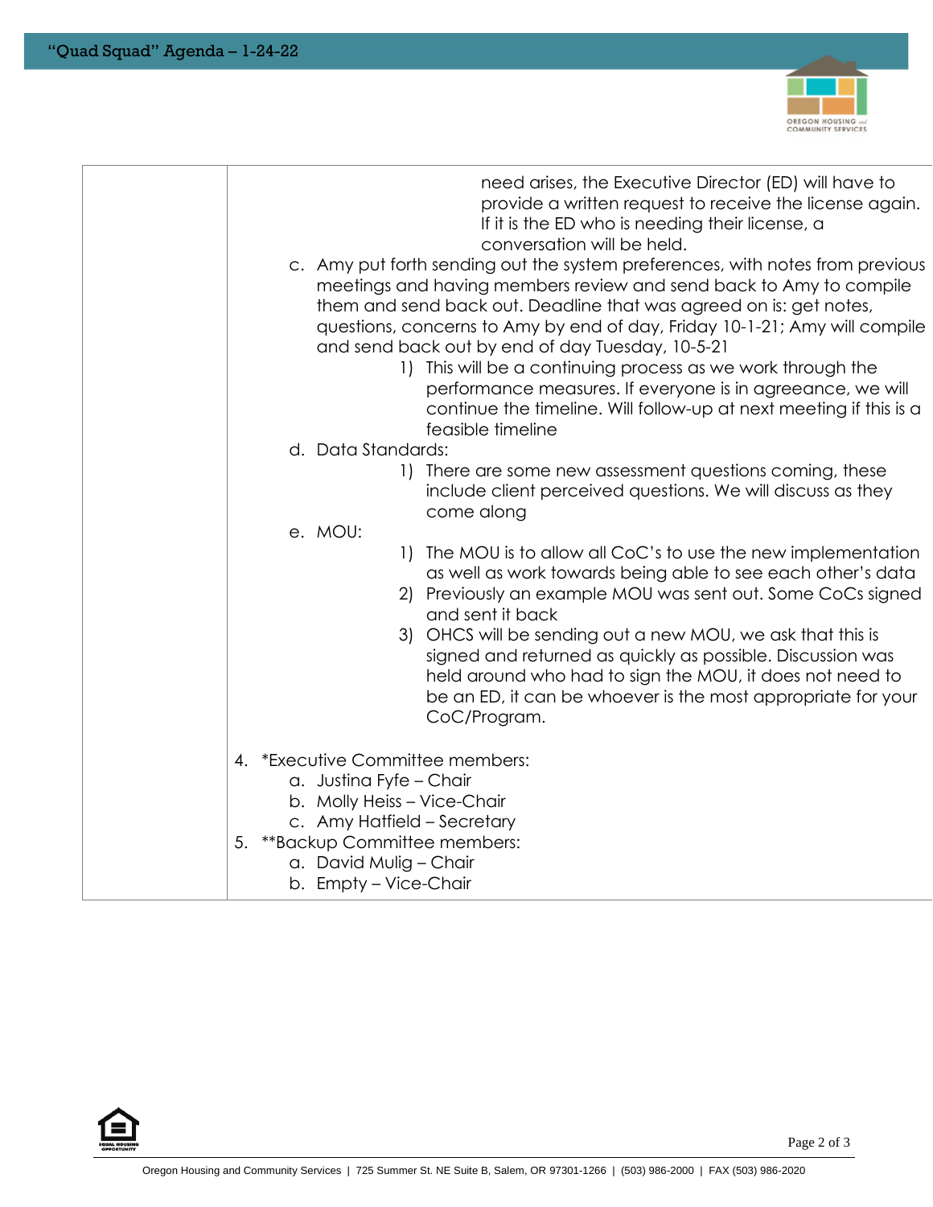need arises, the Executive Director (ED) will have to provide a written request to receive the license again. If it is the ED who is needing their license, a conversation will be held.

c. Amy put forth sending out the system preferences, with notes from previous meetings and having members review and send back to Amy to compile them and send back out. Deadline that was agreed on is: get notes, questions, concerns to Amy by end of day, Friday 10-1-21; Amy will compile and send back out by end of day Tuesday, 10-5-21
    1) This will be a continuing process as we work through the performance measures. If everyone is in agreeance, we will continue the timeline. Will follow-up at next meeting if this is a feasible timeline

d. Data Standards:
    1) There are some new assessment questions coming, these include client perceived questions. We will discuss as they come along

e. MOU:
    1) The MOU is to allow all CoC's to use the new implementation as well as work towards being able to see each other's data
    2) Previously an example MOU was sent out. Some CoCs signed and sent it back
    3) OHCS will be sending out a new MOU, we ask that this is signed and returned as quickly as possible. Discussion was held around who had to sign the MOU, it does not need to be an ED, it can be whoever is the most appropriate for your CoC/Program.

4. *Executive Committee members:
    a. Justina Fyfe – Chair
    b. Molly Heiss – Vice-Chair
    c. Amy Hatfield – Secretary
5. **Backup Committee members:
    a. David Mulig – Chair
    b. Empty – Vice-Chair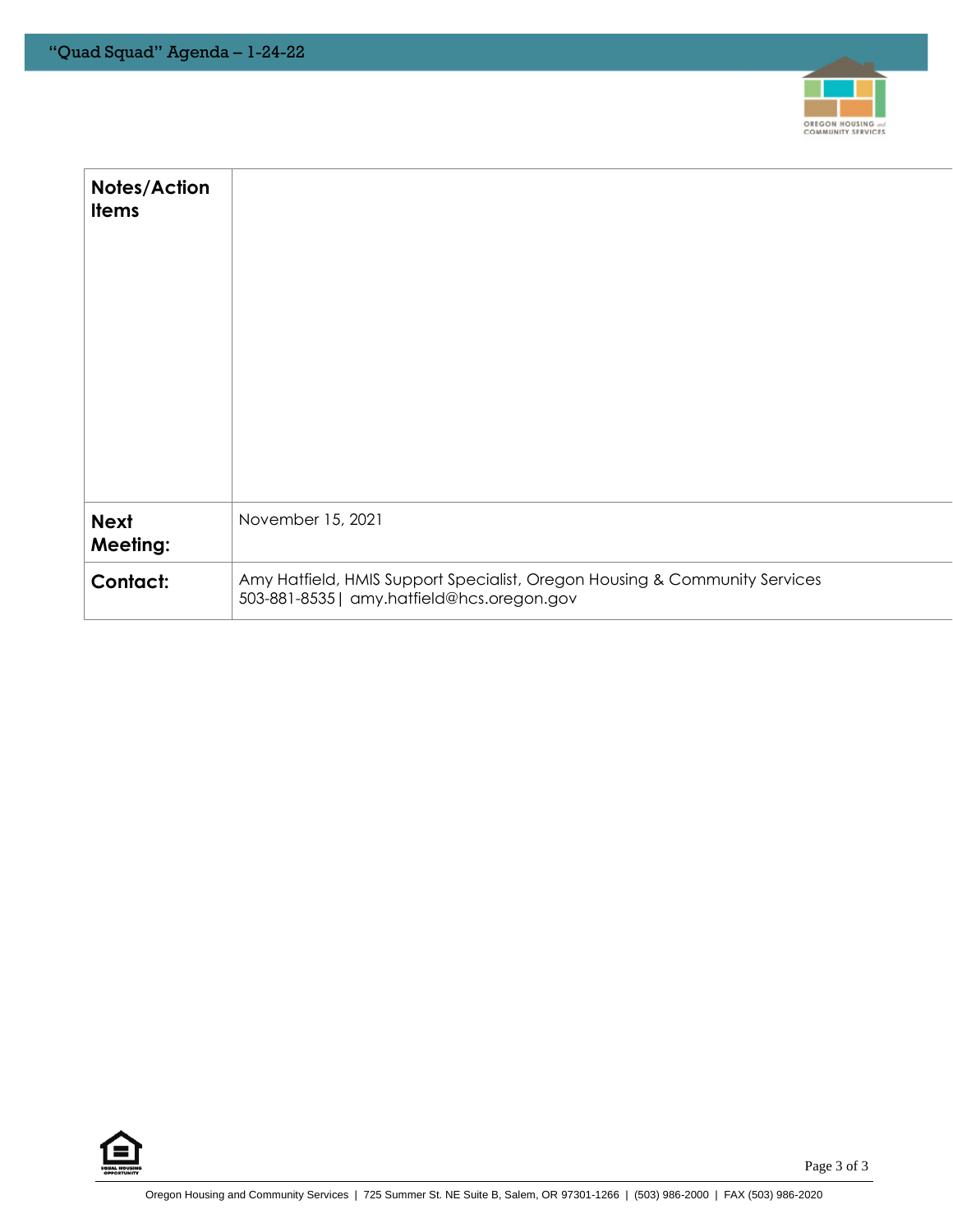| | |
|---|---|
| **Notes/Action Items** | |
| **Next Meeting:** | November 15, 2021 |
| **Contact:** | Amy Hatfield, HMIS Support Specialist, Oregon Housing & Community Services 503-881-8535 \| amy.hatfield@hcs.oregon.gov |

Oregon Housing and Community Services | 725 Summer St. NE Suite B, Salem, OR 97301-1266 | (503) 986-2000 | FAX (503) 986-2020